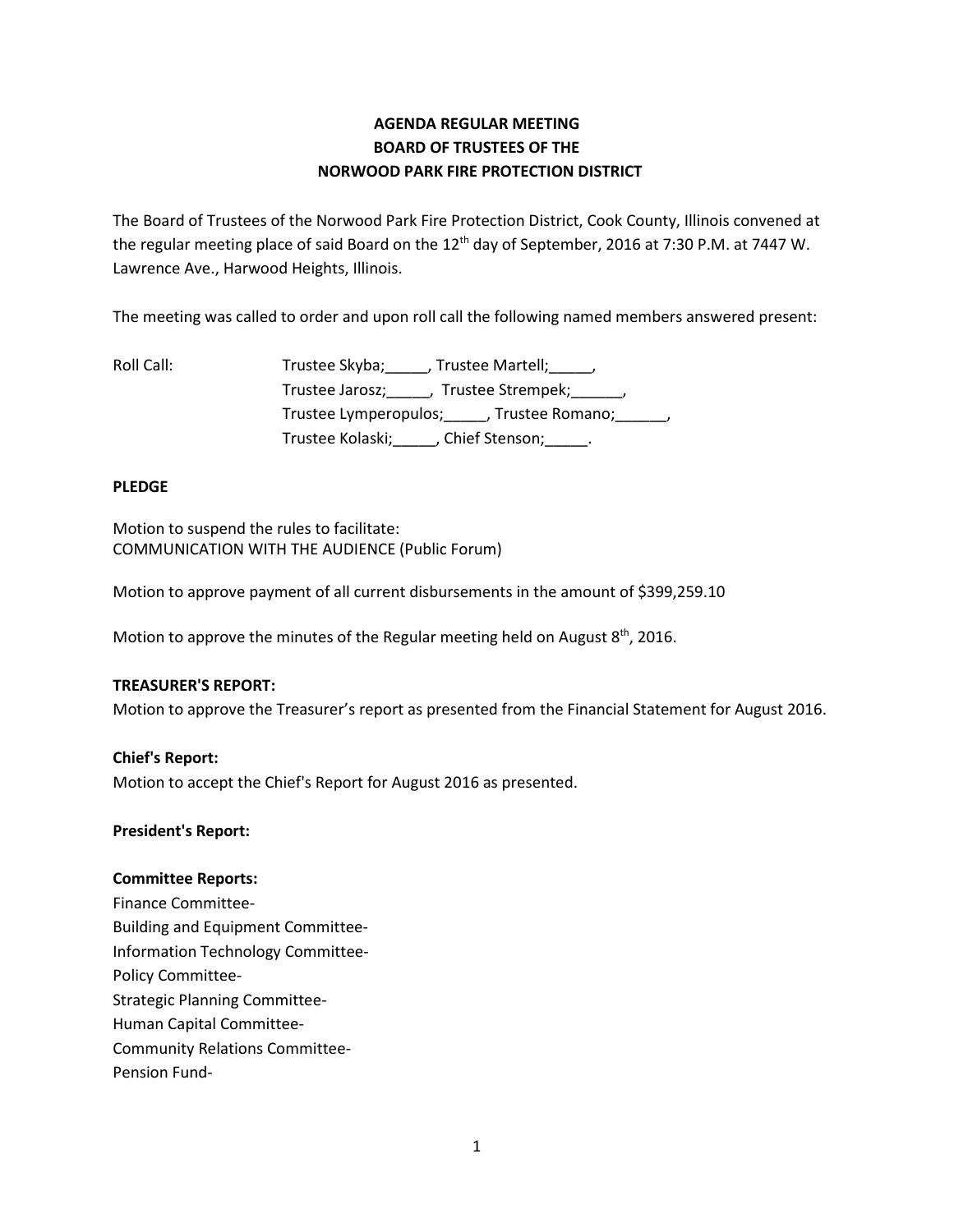# AGENDA REGULAR MEETING
# BOARD OF TRUSTEES OF THE
# NORWOOD PARK FIRE PROTECTION DISTRICT

The Board of Trustees of the Norwood Park Fire Protection District, Cook County, Illinois convened at the regular meeting place of said Board on the 12th day of September, 2016 at 7:30 P.M. at 7447 W. Lawrence Ave., Harwood Heights, Illinois.

The meeting was called to order and upon roll call the following named members answered present:

Roll Call: Trustee Skyba;_____, Trustee Martell;_____,
Trustee Jarosz;_____, Trustee Strempek;______,
Trustee Lymperopulos;_____, Trustee Romano;______,
Trustee Kolaski;_____, Chief Stenson;_____.

**PLEDGE**

Motion to suspend the rules to facilitate:
COMMUNICATION WITH THE AUDIENCE (Public Forum)

Motion to approve payment of all current disbursements in the amount of $399,259.10

Motion to approve the minutes of the Regular meeting held on August 8th, 2016.

**TREASURER'S REPORT:**
Motion to approve the Treasurer's report as presented from the Financial Statement for August 2016.

**Chief's Report:**
Motion to accept the Chief's Report for August 2016 as presented.

**President's Report:**

**Committee Reports:**
Finance Committee-
Building and Equipment Committee-
Information Technology Committee-
Policy Committee-
Strategic Planning Committee-
Human Capital Committee-
Community Relations Committee-
Pension Fund-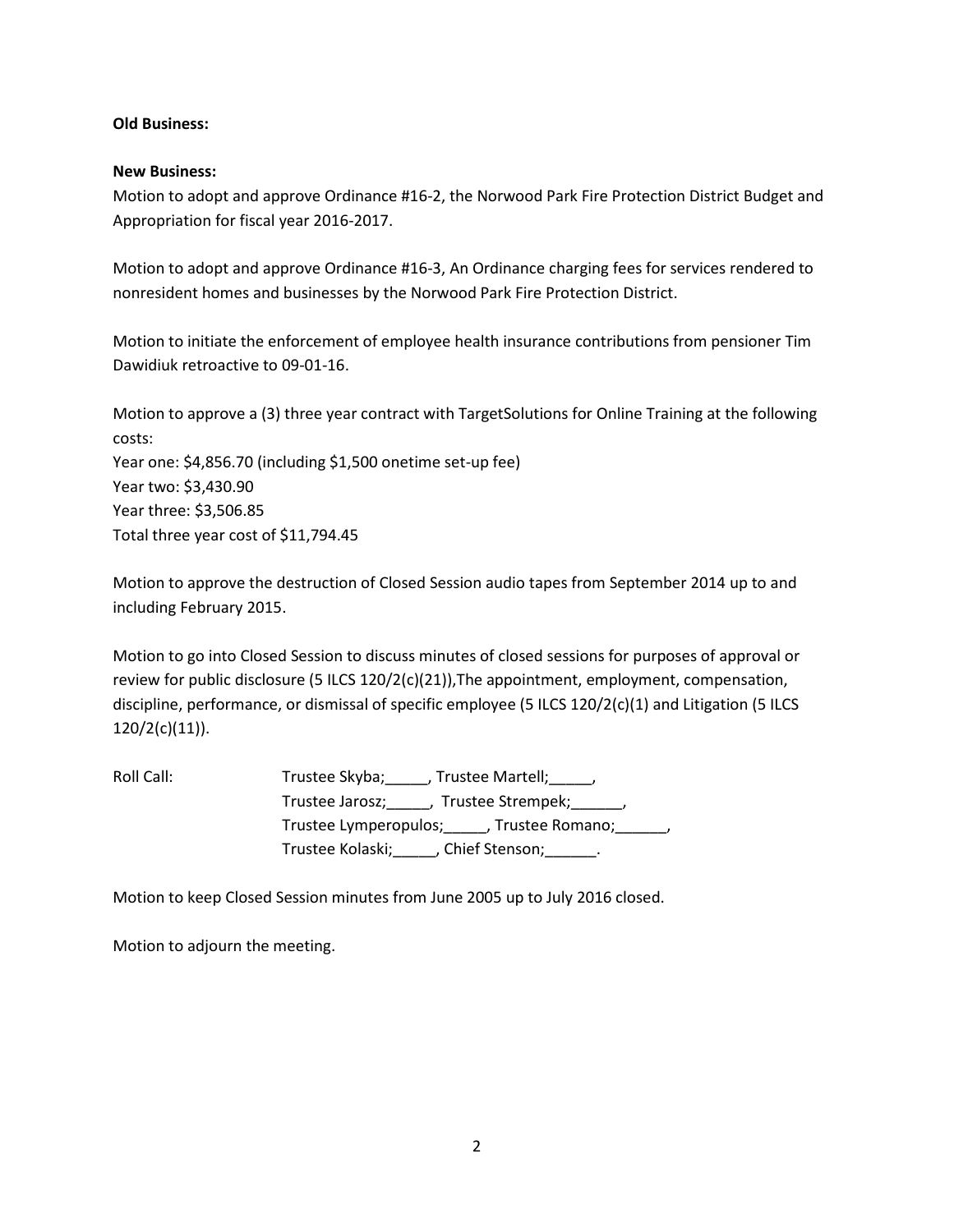**Old Business:**

**New Business:**

Motion to adopt and approve Ordinance #16-2, the Norwood Park Fire Protection District Budget and Appropriation for fiscal year 2016-2017.

Motion to adopt and approve Ordinance #16-3, An Ordinance charging fees for services rendered to nonresident homes and businesses by the Norwood Park Fire Protection District.

Motion to initiate the enforcement of employee health insurance contributions from pensioner Tim Dawidiuk retroactive to 09-01-16.

Motion to approve a (3) three year contract with TargetSolutions for Online Training at the following costs:
Year one: $4,856.70 (including $1,500 onetime set-up fee)
Year two: $3,430.90
Year three: $3,506.85
Total three year cost of $11,794.45

Motion to approve the destruction of Closed Session audio tapes from September 2014 up to and including February 2015.

Motion to go into Closed Session to discuss minutes of closed sessions for purposes of approval or review for public disclosure (5 ILCS 120/2(c)(21)),The appointment, employment, compensation, discipline, performance, or dismissal of specific employee (5 ILCS 120/2(c)(1) and Litigation (5 ILCS 120/2(c)(11)).

Roll Call: Trustee Skyba;_____, Trustee Martell;_____,
Trustee Jarosz;_____, Trustee Strempek;______,
Trustee Lymperopulos;_____, Trustee Romano;______,
Trustee Kolaski;_____, Chief Stenson;______.

Motion to keep Closed Session minutes from June 2005 up to July 2016 closed.

Motion to adjourn the meeting.